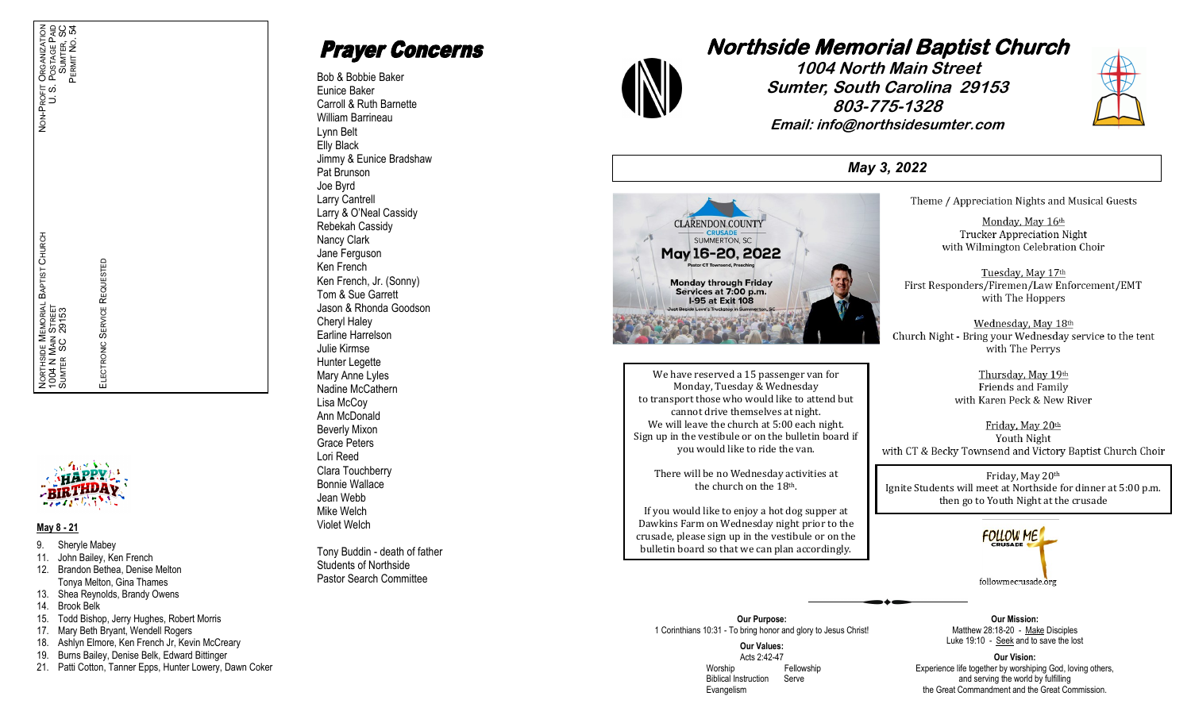NON-PROFIT ORGANIZATION
U. S. POSTAGE PAID
SUMTER, SC
PERMIT NO. 54

NORTHSIDE MEMORIAL BAPTIST CHURCH
1004 N MAIN STREET
SUMTER SC 29153

ELECTRONIC SERVICE REQUESTED

**May 8 - 21**

9. Sheryle Mabey
11. John Bailey, Ken French
12. Brandon Bethea, Denise Melton
    Tonya Melton, Gina Thames
13. Shea Reynolds, Brandy Owens
14. Brook Belk
15. Todd Bishop, Jerry Hughes, Robert Morris
17. Mary Beth Bryant, Wendell Rogers
18. Ashlyn Elmore, Ken French Jr, Kevin McCreary
19. Burns Bailey, Denise Belk, Edward Bittinger
21. Patti Cotton, Tanner Epps, Hunter Lowery, Dawn Coker

# Prayer Concerns

Bob & Bobbie Baker
Eunice Baker
Carroll & Ruth Barnette
William Barrineau
Lynn Belt
Elly Black
Jimmy & Eunice Bradshaw
Pat Brunson
Joe Byrd
Larry Cantrell
Larry & O'Neal Cassidy
Rebekah Cassidy
Nancy Clark
Jane Ferguson
Ken French
Ken French, Jr. (Sonny)
Tom & Sue Garrett
Jason & Rhonda Goodson
Cheryl Haley
Earline Harrelson
Julie Kirmse
Hunter Legette
Mary Anne Lyles
Nadine McCathern
Lisa McCoy
Ann McDonald
Beverly Mixon
Grace Peters
Lori Reed
Clara Touchberry
Bonnie Wallace
Jean Webb
Mike Welch
Violet Welch

Tony Buddin - death of father
Students of Northside
Pastor Search Committee

# Northside Memorial Baptist Church

***1004 North Main Street***
***Sumter, South Carolina 29153***
***803-775-1328***
***Email: info@northsidesumter.com***

***May 3, 2022***

CLARENDON COUNTY CRUSADE
SUMMERTON, SC
**May 16-20, 2022**
Pastor CT Townsend, Preaching
Monday through Friday
Services at 7:00 p.m.
I-95 at Exit 108
Just Beside Love's Truckstop in Summerton, SC

Theme / Appreciation Nights and Musical Guests

Monday, May 16th
Trucker Appreciation Night
with Wilmington Celebration Choir

Tuesday, May 17th
First Responders/Firemen/Law Enforcement/EMT
with The Hoppers

Wednesday, May 18th
Church Night - Bring your Wednesday service to the tent
with The Perrys

Thursday, May 19th
Friends and Family
with Karen Peck & New River

Friday, May 20th
Youth Night
with CT & Becky Townsend and Victory Baptist Church Choir

We have reserved a 15 passenger van for Monday, Tuesday & Wednesday to transport those who would like to attend but cannot drive themselves at night. We will leave the church at 5:00 each night. Sign up in the vestibule or on the bulletin board if you would like to ride the van.

There will be no Wednesday activities at the church on the 18th.

If you would like to enjoy a hot dog supper at Dawkins Farm on Wednesday night prior to the crusade, please sign up in the vestibule or on the bulletin board so that we can plan accordingly.

Friday, May 20th
Ignite Students will meet at Northside for dinner at 5:00 p.m. then go to Youth Night at the crusade

FOLLOW ME CRUSADE
followmecrusade.org

**Our Purpose:**
1 Corinthians 10:31 - To bring honor and glory to Jesus Christ!

**Our Values:**
Acts 2:42-47
Worship, Fellowship, Biblical Instruction, Serve, Evangelism

**Our Mission:**
Matthew 28:18-20 - Make Disciples
Luke 19:10 - Seek and to save the lost

**Our Vision:**
Experience life together by worshiping God, loving others, and serving the world by fulfilling the Great Commandment and the Great Commission.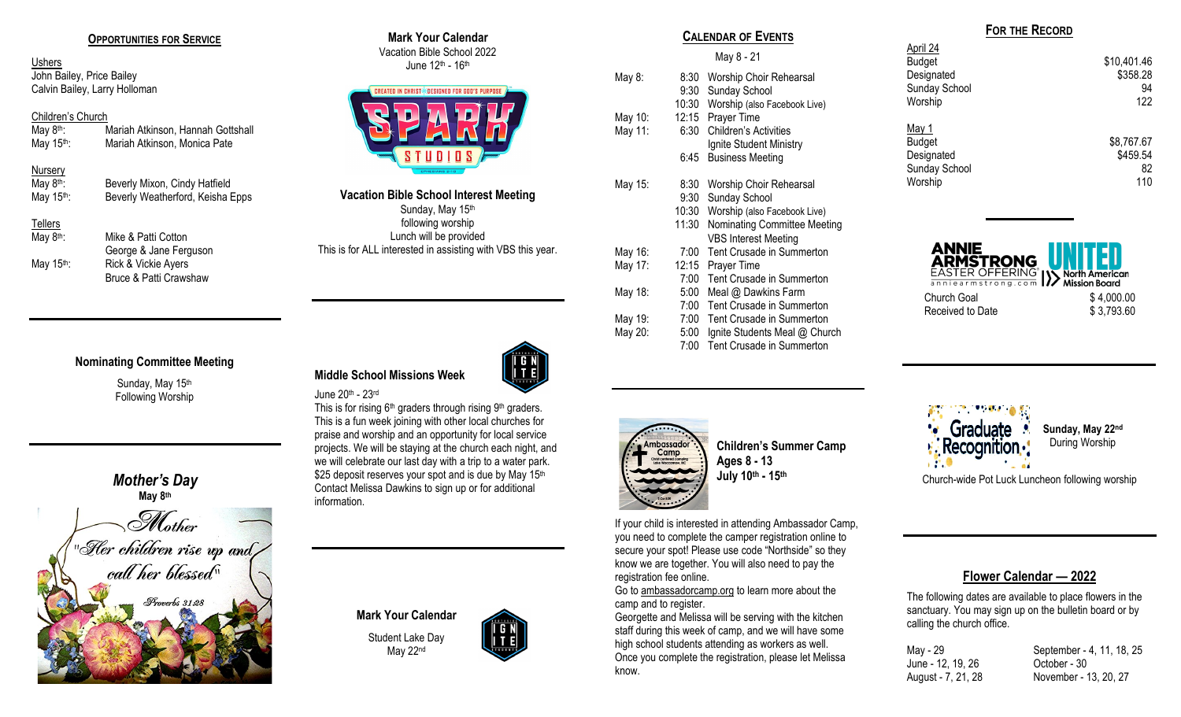## Opportunities for Service

Ushers
John Bailey, Price Bailey
Calvin Bailey, Larry Holloman

Children's Church

| | |
|---|---|
| May 8th: | Mariah Atkinson, Hannah Gottshall |
| May 15th: | Mariah Atkinson, Monica Pate |

Nursery

| | |
|---|---|
| May 8th: | Beverly Mixon, Cindy Hatfield |
| May 15th: | Beverly Weatherford, Keisha Epps |

Tellers

| | |
|---|---|
| May 8th: | Mike & Patti Cotton |
| | George & Jane Ferguson |
| May 15th: | Rick & Vickie Ayers |
| | Bruce & Patti Crawshaw |

### Nominating Committee Meeting

Sunday, May 15th
Following Worship

### *Mother's Day*

**May 8th**

Mother
"Her children rise up and call her blessed"
Proverbs 31:28

### Mark Your Calendar

Vacation Bible School 2022
June 12th - 16th

CREATED IN CHRIST · DESIGNED FOR GOD'S PURPOSE
SPARK STUDIOS

### Vacation Bible School Interest Meeting

Sunday, May 15th
following worship
Lunch will be provided
This is for ALL interested in assisting with VBS this year.

### Middle School Missions Week

June 20th - 23rd
This is for rising 6th graders through rising 9th graders. This is a fun week joining with other local churches for praise and worship and an opportunity for local service projects. We will be staying at the church each night, and we will celebrate our last day with a trip to a water park. $25 deposit reserves your spot and is due by May 15th. Contact Melissa Dawkins to sign up or for additional information.

### Mark Your Calendar

Student Lake Day
May 22nd

## Calendar of Events

May 8 - 21

| | | |
|---|---|---|
| May 8: | 8:30 | Worship Choir Rehearsal |
| | 9:30 | Sunday School |
| | 10:30 | Worship (also Facebook Live) |
| May 10: | 12:15 | Prayer Time |
| May 11: | 6:30 | Children's Activities |
| | | Ignite Student Ministry |
| | 6:45 | Business Meeting |
| May 15: | 8:30 | Worship Choir Rehearsal |
| | 9:30 | Sunday School |
| | 10:30 | Worship (also Facebook Live) |
| | 11:30 | Nominating Committee Meeting |
| | | VBS Interest Meeting |
| May 16: | 7:00 | Tent Crusade in Summerton |
| May 17: | 12:15 | Prayer Time |
| | 7:00 | Tent Crusade in Summerton |
| May 18: | 5:00 | Meal @ Dawkins Farm |
| | 7:00 | Tent Crusade in Summerton |
| May 19: | 7:00 | Tent Crusade in Summerton |
| May 20: | 5:00 | Ignite Students Meal @ Church |
| | 7:00 | Tent Crusade in Summerton |

### Children's Summer Camp

**Ages 8 - 13**
**July 10th - 15th**

If your child is interested in attending Ambassador Camp, you need to complete the camper registration online to secure your spot! Please use code "Northside" so they know we are together. You will also need to pay the registration fee online.

Go to ambassadorcamp.org to learn more about the camp and to register.

Georgette and Melissa will be serving with the kitchen staff during this week of camp, and we will have some high school students attending as workers as well. Once you complete the registration, please let Melissa know.

## For the Record

| | |
|---|---|
| April 24 | |
| Budget | $10,401.46 |
| Designated | $358.28 |
| Sunday School | 94 |
| Worship | 122 |
| May 1 | |
| Budget | $8,767.67 |
| Designated | $459.54 |
| Sunday School | 82 |
| Worship | 110 |

ANNIE ARMSTRONG EASTER OFFERING® anniearmstrong.com | UNITED North American Mission Board

| | |
|---|---|
| Church Goal | $ 4,000.00 |
| Received to Date | $ 3,793.60 |

### Graduate Recognition

**Sunday, May 22nd**
During Worship

Church-wide Pot Luck Luncheon following worship

## Flower Calendar — 2022

The following dates are available to place flowers in the sanctuary. You may sign up on the bulletin board or by calling the church office.

| | |
|---|---|
| May - 29 | September - 4, 11, 18, 25 |
| June - 12, 19, 26 | October - 30 |
| August - 7, 21, 28 | November - 13, 20, 27 |